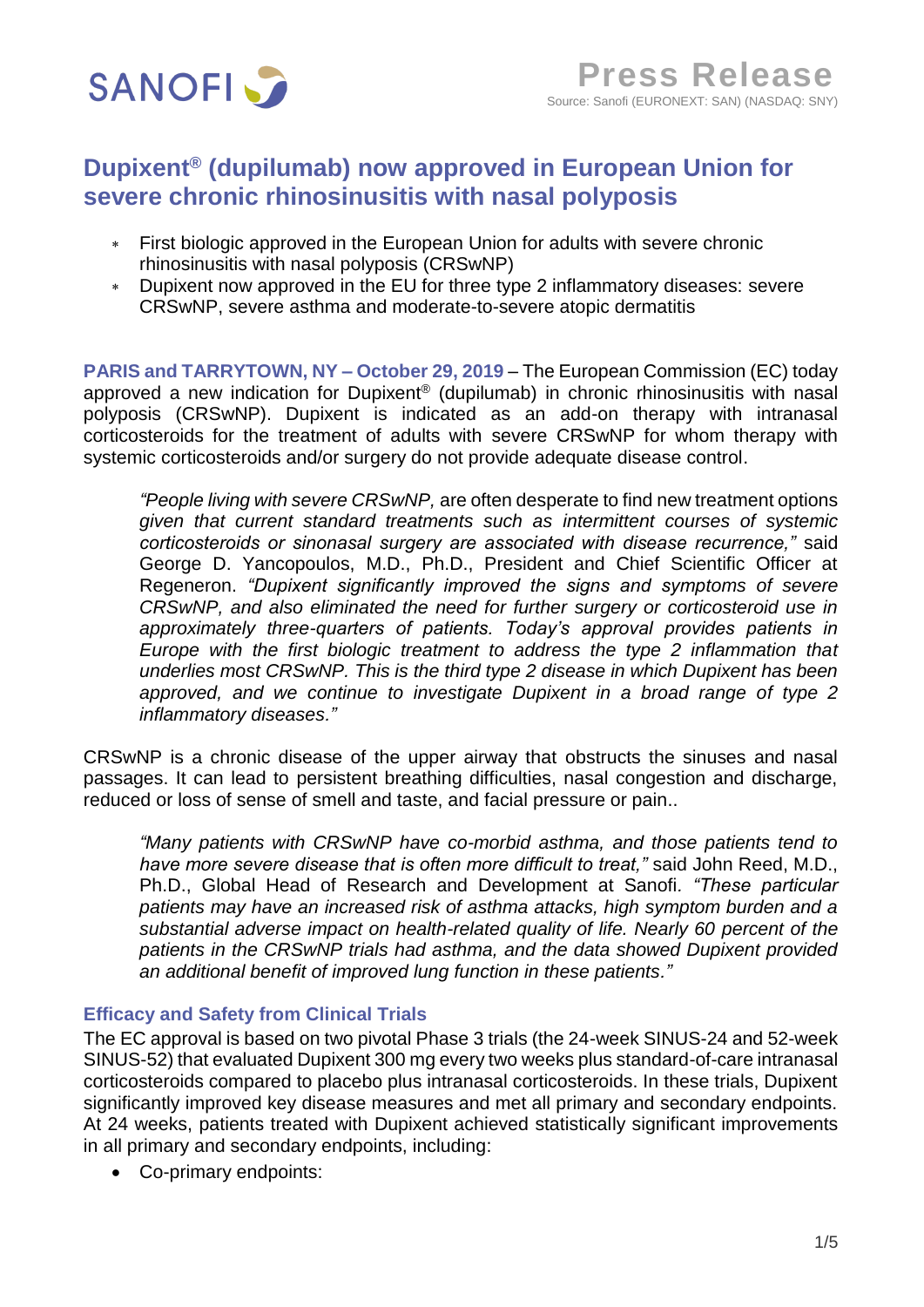SANOFI

**Press Release**

Source: Sanofi (EURONEXT: SAN) (NASDAQ: SNY)

# Dupixent® (dupilumab) now approved in European Union for severe chronic rhinosinusitis with nasal polyposis

- First biologic approved in the European Union for adults with severe chronic rhinosinusitis with nasal polyposis (CRSwNP)
- Dupixent now approved in the EU for three type 2 inflammatory diseases: severe CRSwNP, severe asthma and moderate-to-severe atopic dermatitis

**PARIS and TARRYTOWN, NY – October 29, 2019** – The European Commission (EC) today approved a new indication for Dupixent® (dupilumab) in chronic rhinosinusitis with nasal polyposis (CRSwNP). Dupixent is indicated as an add-on therapy with intranasal corticosteroids for the treatment of adults with severe CRSwNP for whom therapy with systemic corticosteroids and/or surgery do not provide adequate disease control.

> *"People living with severe CRSwNP,* are often desperate to find new treatment options *given that current standard treatments such as intermittent courses of systemic corticosteroids or sinonasal surgery are associated with disease recurrence,"* said George D. Yancopoulos, M.D., Ph.D., President and Chief Scientific Officer at Regeneron. *"Dupixent significantly improved the signs and symptoms of severe CRSwNP, and also eliminated the need for further surgery or corticosteroid use in approximately three-quarters of patients. Today's approval provides patients in Europe with the first biologic treatment to address the type 2 inflammation that underlies most CRSwNP. This is the third type 2 disease in which Dupixent has been approved, and we continue to investigate Dupixent in a broad range of type 2 inflammatory diseases."*

CRSwNP is a chronic disease of the upper airway that obstructs the sinuses and nasal passages. It can lead to persistent breathing difficulties, nasal congestion and discharge, reduced or loss of sense of smell and taste, and facial pressure or pain..

> *"Many patients with CRSwNP have co-morbid asthma, and those patients tend to have more severe disease that is often more difficult to treat,"* said John Reed, M.D., Ph.D., Global Head of Research and Development at Sanofi. *"These particular patients may have an increased risk of asthma attacks, high symptom burden and a substantial adverse impact on health-related quality of life. Nearly 60 percent of the patients in the CRSwNP trials had asthma, and the data showed Dupixent provided an additional benefit of improved lung function in these patients."*

## Efficacy and Safety from Clinical Trials

The EC approval is based on two pivotal Phase 3 trials (the 24-week SINUS-24 and 52-week SINUS-52) that evaluated Dupixent 300 mg every two weeks plus standard-of-care intranasal corticosteroids compared to placebo plus intranasal corticosteroids. In these trials, Dupixent significantly improved key disease measures and met all primary and secondary endpoints. At 24 weeks, patients treated with Dupixent achieved statistically significant improvements in all primary and secondary endpoints, including:

- Co-primary endpoints: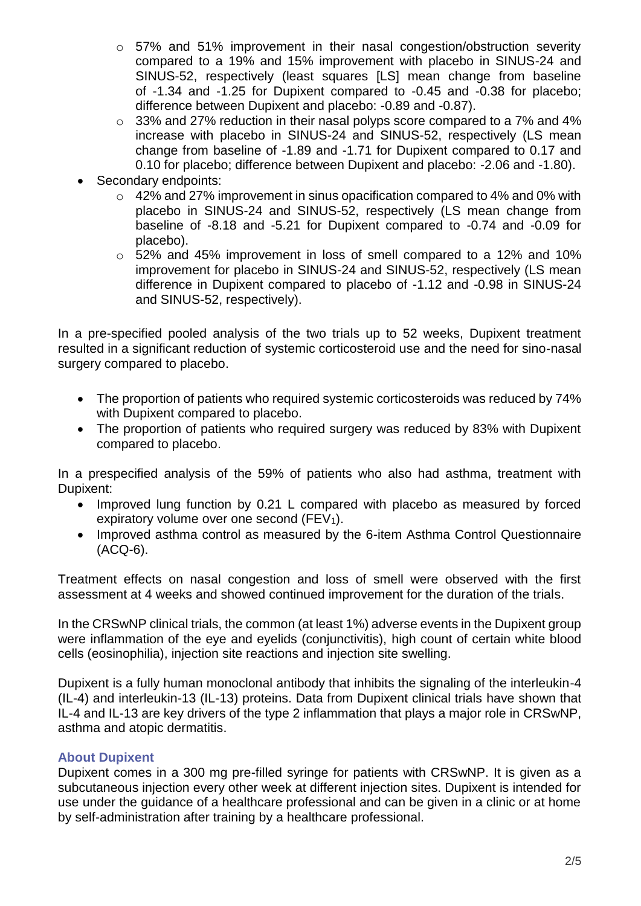- 57% and 51% improvement in their nasal congestion/obstruction severity compared to a 19% and 15% improvement with placebo in SINUS-24 and SINUS-52, respectively (least squares [LS] mean change from baseline of -1.34 and -1.25 for Dupixent compared to -0.45 and -0.38 for placebo; difference between Dupixent and placebo: -0.89 and -0.87).
  - 33% and 27% reduction in their nasal polyps score compared to a 7% and 4% increase with placebo in SINUS-24 and SINUS-52, respectively (LS mean change from baseline of -1.89 and -1.71 for Dupixent compared to 0.17 and 0.10 for placebo; difference between Dupixent and placebo: -2.06 and -1.80).
- Secondary endpoints:
  - 42% and 27% improvement in sinus opacification compared to 4% and 0% with placebo in SINUS-24 and SINUS-52, respectively (LS mean change from baseline of -8.18 and -5.21 for Dupixent compared to -0.74 and -0.09 for placebo).
  - 52% and 45% improvement in loss of smell compared to a 12% and 10% improvement for placebo in SINUS-24 and SINUS-52, respectively (LS mean difference in Dupixent compared to placebo of -1.12 and -0.98 in SINUS-24 and SINUS-52, respectively).

In a pre-specified pooled analysis of the two trials up to 52 weeks, Dupixent treatment resulted in a significant reduction of systemic corticosteroid use and the need for sino-nasal surgery compared to placebo.

- The proportion of patients who required systemic corticosteroids was reduced by 74% with Dupixent compared to placebo.
- The proportion of patients who required surgery was reduced by 83% with Dupixent compared to placebo.

In a prespecified analysis of the 59% of patients who also had asthma, treatment with Dupixent:

- Improved lung function by 0.21 L compared with placebo as measured by forced expiratory volume over one second ($FEV_1$).
- Improved asthma control as measured by the 6-item Asthma Control Questionnaire (ACQ-6).

Treatment effects on nasal congestion and loss of smell were observed with the first assessment at 4 weeks and showed continued improvement for the duration of the trials.

In the CRSwNP clinical trials, the common (at least 1%) adverse events in the Dupixent group were inflammation of the eye and eyelids (conjunctivitis), high count of certain white blood cells (eosinophilia), injection site reactions and injection site swelling.

Dupixent is a fully human monoclonal antibody that inhibits the signaling of the interleukin-4 (IL-4) and interleukin-13 (IL-13) proteins. Data from Dupixent clinical trials have shown that IL-4 and IL-13 are key drivers of the type 2 inflammation that plays a major role in CRSwNP, asthma and atopic dermatitis.

## About Dupixent

Dupixent comes in a 300 mg pre-filled syringe for patients with CRSwNP. It is given as a subcutaneous injection every other week at different injection sites. Dupixent is intended for use under the guidance of a healthcare professional and can be given in a clinic or at home by self-administration after training by a healthcare professional.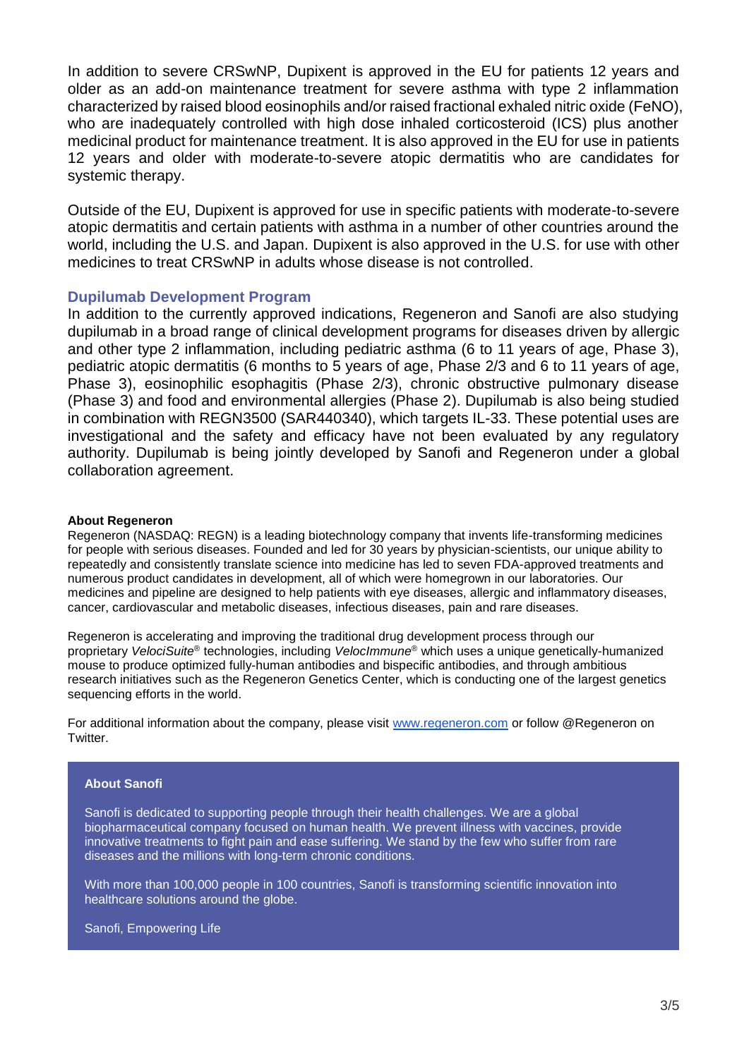In addition to severe CRSwNP, Dupixent is approved in the EU for patients 12 years and older as an add-on maintenance treatment for severe asthma with type 2 inflammation characterized by raised blood eosinophils and/or raised fractional exhaled nitric oxide (FeNO), who are inadequately controlled with high dose inhaled corticosteroid (ICS) plus another medicinal product for maintenance treatment. It is also approved in the EU for use in patients 12 years and older with moderate-to-severe atopic dermatitis who are candidates for systemic therapy.

Outside of the EU, Dupixent is approved for use in specific patients with moderate-to-severe atopic dermatitis and certain patients with asthma in a number of other countries around the world, including the U.S. and Japan. Dupixent is also approved in the U.S. for use with other medicines to treat CRSwNP in adults whose disease is not controlled.

## Dupilumab Development Program

In addition to the currently approved indications, Regeneron and Sanofi are also studying dupilumab in a broad range of clinical development programs for diseases driven by allergic and other type 2 inflammation, including pediatric asthma (6 to 11 years of age, Phase 3), pediatric atopic dermatitis (6 months to 5 years of age, Phase 2/3 and 6 to 11 years of age, Phase 3), eosinophilic esophagitis (Phase 2/3), chronic obstructive pulmonary disease (Phase 3) and food and environmental allergies (Phase 2). Dupilumab is also being studied in combination with REGN3500 (SAR440340), which targets IL-33. These potential uses are investigational and the safety and efficacy have not been evaluated by any regulatory authority. Dupilumab is being jointly developed by Sanofi and Regeneron under a global collaboration agreement.

**About Regeneron**

Regeneron (NASDAQ: REGN) is a leading biotechnology company that invents life-transforming medicines for people with serious diseases. Founded and led for 30 years by physician-scientists, our unique ability to repeatedly and consistently translate science into medicine has led to seven FDA-approved treatments and numerous product candidates in development, all of which were homegrown in our laboratories. Our medicines and pipeline are designed to help patients with eye diseases, allergic and inflammatory diseases, cancer, cardiovascular and metabolic diseases, infectious diseases, pain and rare diseases.

Regeneron is accelerating and improving the traditional drug development process through our proprietary *VelociSuite*® technologies, including *VelocImmune*® which uses a unique genetically-humanized mouse to produce optimized fully-human antibodies and bispecific antibodies, and through ambitious research initiatives such as the Regeneron Genetics Center, which is conducting one of the largest genetics sequencing efforts in the world.

For additional information about the company, please visit [www.regeneron.com](http://www.regeneron.com) or follow @Regeneron on Twitter.

**About Sanofi**

Sanofi is dedicated to supporting people through their health challenges. We are a global biopharmaceutical company focused on human health. We prevent illness with vaccines, provide innovative treatments to fight pain and ease suffering. We stand by the few who suffer from rare diseases and the millions with long-term chronic conditions.

With more than 100,000 people in 100 countries, Sanofi is transforming scientific innovation into healthcare solutions around the globe.

Sanofi, Empowering Life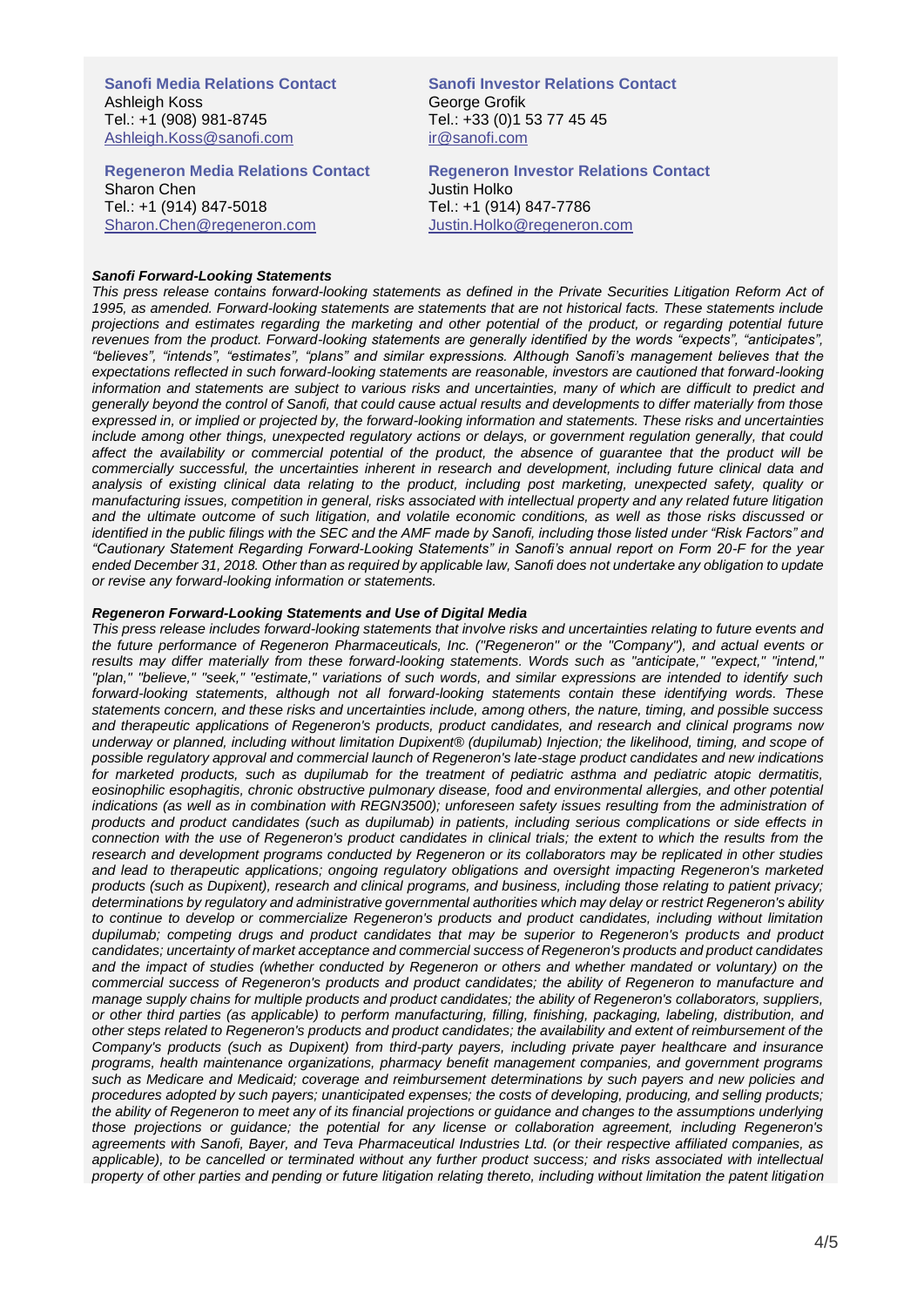**Sanofi Media Relations Contact**
Ashleigh Koss
Tel.: +1 (908) 981-8745
Ashleigh.Koss@sanofi.com

**Sanofi Investor Relations Contact**
George Grofik
Tel.: +33 (0)1 53 77 45 45
ir@sanofi.com

**Regeneron Media Relations Contact**
Sharon Chen
Tel.: +1 (914) 847-5018
Sharon.Chen@regeneron.com

**Regeneron Investor Relations Contact**
Justin Holko
Tel.: +1 (914) 847-7786
Justin.Holko@regeneron.com

***Sanofi Forward-Looking Statements***

*This press release contains forward-looking statements as defined in the Private Securities Litigation Reform Act of 1995, as amended. Forward-looking statements are statements that are not historical facts. These statements include projections and estimates regarding the marketing and other potential of the product, or regarding potential future revenues from the product. Forward-looking statements are generally identified by the words "expects", "anticipates", "believes", "intends", "estimates", "plans" and similar expressions. Although Sanofi's management believes that the expectations reflected in such forward-looking statements are reasonable, investors are cautioned that forward-looking information and statements are subject to various risks and uncertainties, many of which are difficult to predict and generally beyond the control of Sanofi, that could cause actual results and developments to differ materially from those expressed in, or implied or projected by, the forward-looking information and statements. These risks and uncertainties include among other things, unexpected regulatory actions or delays, or government regulation generally, that could affect the availability or commercial potential of the product, the absence of guarantee that the product will be commercially successful, the uncertainties inherent in research and development, including future clinical data and analysis of existing clinical data relating to the product, including post marketing, unexpected safety, quality or manufacturing issues, competition in general, risks associated with intellectual property and any related future litigation and the ultimate outcome of such litigation, and volatile economic conditions, as well as those risks discussed or identified in the public filings with the SEC and the AMF made by Sanofi, including those listed under "Risk Factors" and "Cautionary Statement Regarding Forward-Looking Statements" in Sanofi's annual report on Form 20-F for the year ended December 31, 2018. Other than as required by applicable law, Sanofi does not undertake any obligation to update or revise any forward-looking information or statements.*

***Regeneron Forward-Looking Statements and Use of Digital Media***

*This press release includes forward-looking statements that involve risks and uncertainties relating to future events and the future performance of Regeneron Pharmaceuticals, Inc. ("Regeneron" or the "Company"), and actual events or results may differ materially from these forward-looking statements. Words such as "anticipate," "expect," "intend," "plan," "believe," "seek," "estimate," variations of such words, and similar expressions are intended to identify such forward-looking statements, although not all forward-looking statements contain these identifying words. These statements concern, and these risks and uncertainties include, among others, the nature, timing, and possible success and therapeutic applications of Regeneron's products, product candidates, and research and clinical programs now underway or planned, including without limitation Dupixent® (dupilumab) Injection; the likelihood, timing, and scope of possible regulatory approval and commercial launch of Regeneron's late-stage product candidates and new indications for marketed products, such as dupilumab for the treatment of pediatric asthma and pediatric atopic dermatitis, eosinophilic esophagitis, chronic obstructive pulmonary disease, food and environmental allergies, and other potential indications (as well as in combination with REGN3500); unforeseen safety issues resulting from the administration of products and product candidates (such as dupilumab) in patients, including serious complications or side effects in connection with the use of Regeneron's product candidates in clinical trials; the extent to which the results from the research and development programs conducted by Regeneron or its collaborators may be replicated in other studies and lead to therapeutic applications; ongoing regulatory obligations and oversight impacting Regeneron's marketed products (such as Dupixent), research and clinical programs, and business, including those relating to patient privacy; determinations by regulatory and administrative governmental authorities which may delay or restrict Regeneron's ability to continue to develop or commercialize Regeneron's products and product candidates, including without limitation dupilumab; competing drugs and product candidates that may be superior to Regeneron's products and product candidates; uncertainty of market acceptance and commercial success of Regeneron's products and product candidates and the impact of studies (whether conducted by Regeneron or others and whether mandated or voluntary) on the commercial success of Regeneron's products and product candidates; the ability of Regeneron to manufacture and manage supply chains for multiple products and product candidates; the ability of Regeneron's collaborators, suppliers, or other third parties (as applicable) to perform manufacturing, filling, finishing, packaging, labeling, distribution, and other steps related to Regeneron's products and product candidates; the availability and extent of reimbursement of the Company's products (such as Dupixent) from third-party payers, including private payer healthcare and insurance programs, health maintenance organizations, pharmacy benefit management companies, and government programs such as Medicare and Medicaid; coverage and reimbursement determinations by such payers and new policies and procedures adopted by such payers; unanticipated expenses; the costs of developing, producing, and selling products; the ability of Regeneron to meet any of its financial projections or guidance and changes to the assumptions underlying those projections or guidance; the potential for any license or collaboration agreement, including Regeneron's agreements with Sanofi, Bayer, and Teva Pharmaceutical Industries Ltd. (or their respective affiliated companies, as applicable), to be cancelled or terminated without any further product success; and risks associated with intellectual property of other parties and pending or future litigation relating thereto, including without limitation the patent litigation*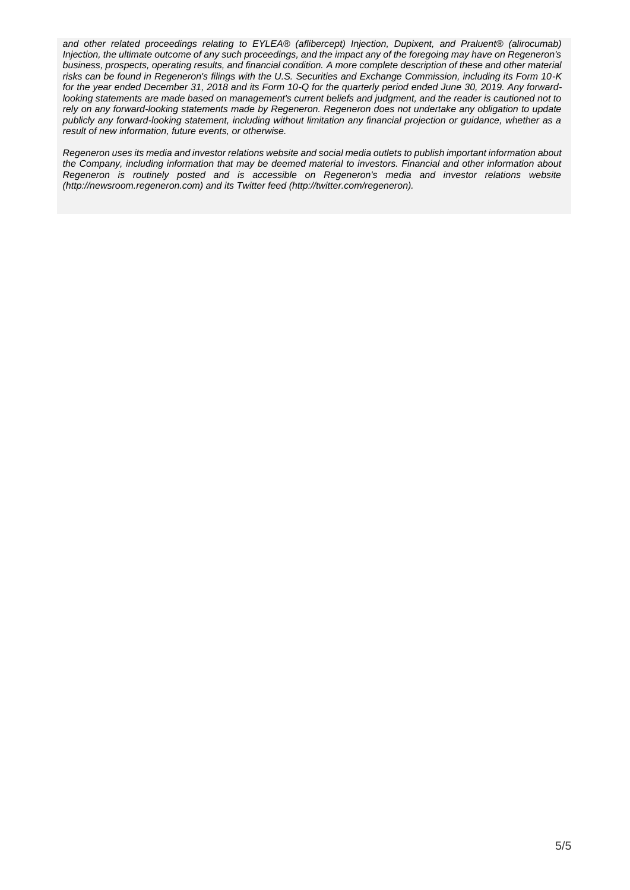*and other related proceedings relating to EYLEA® (aflibercept) Injection, Dupixent, and Praluent® (alirocumab) Injection, the ultimate outcome of any such proceedings, and the impact any of the foregoing may have on Regeneron's business, prospects, operating results, and financial condition. A more complete description of these and other material risks can be found in Regeneron's filings with the U.S. Securities and Exchange Commission, including its Form 10-K for the year ended December 31, 2018 and its Form 10-Q for the quarterly period ended June 30, 2019. Any forward-looking statements are made based on management's current beliefs and judgment, and the reader is cautioned not to rely on any forward-looking statements made by Regeneron. Regeneron does not undertake any obligation to update publicly any forward-looking statement, including without limitation any financial projection or guidance, whether as a result of new information, future events, or otherwise.*

*Regeneron uses its media and investor relations website and social media outlets to publish important information about the Company, including information that may be deemed material to investors. Financial and other information about Regeneron is routinely posted and is accessible on Regeneron's media and investor relations website (http://newsroom.regeneron.com) and its Twitter feed (http://twitter.com/regeneron).*